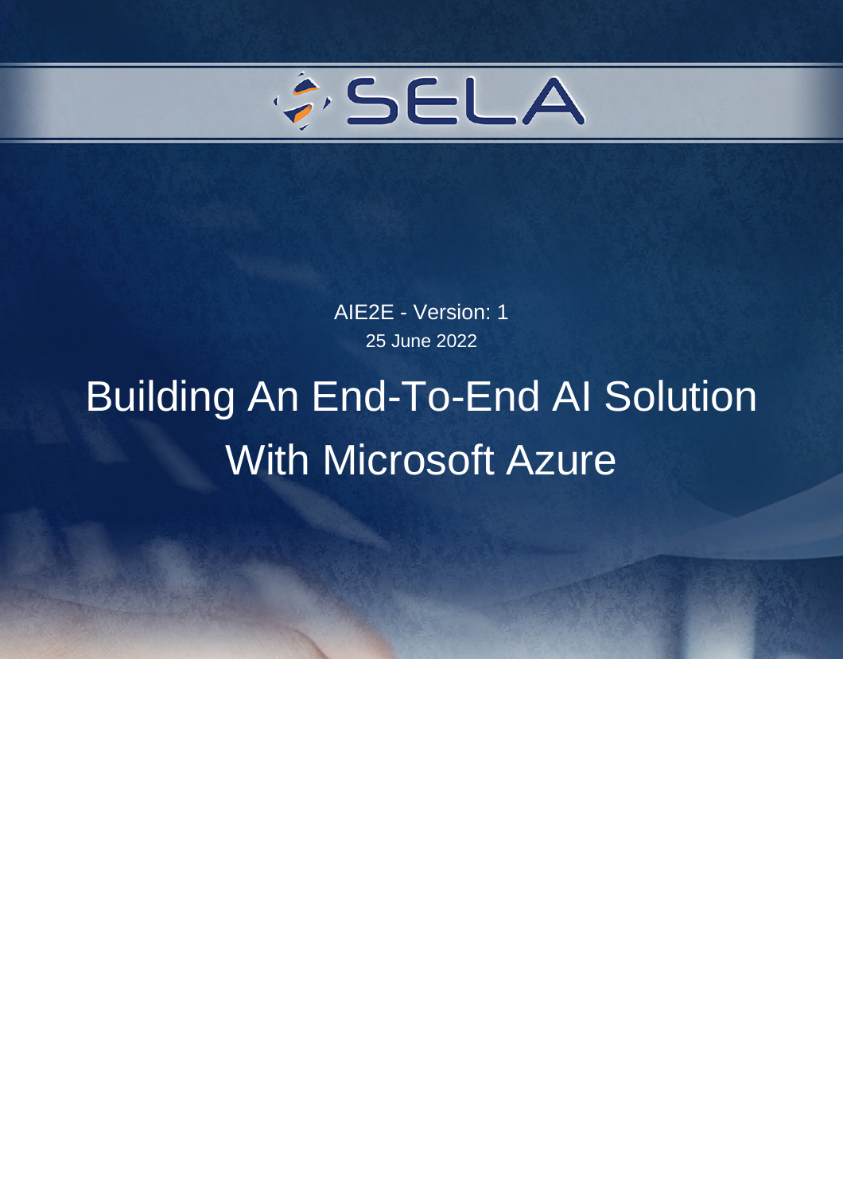SELA

AIE2E - Version: 1

25 June 2022

# Building An End-To-End AI Solution With Microsoft Azure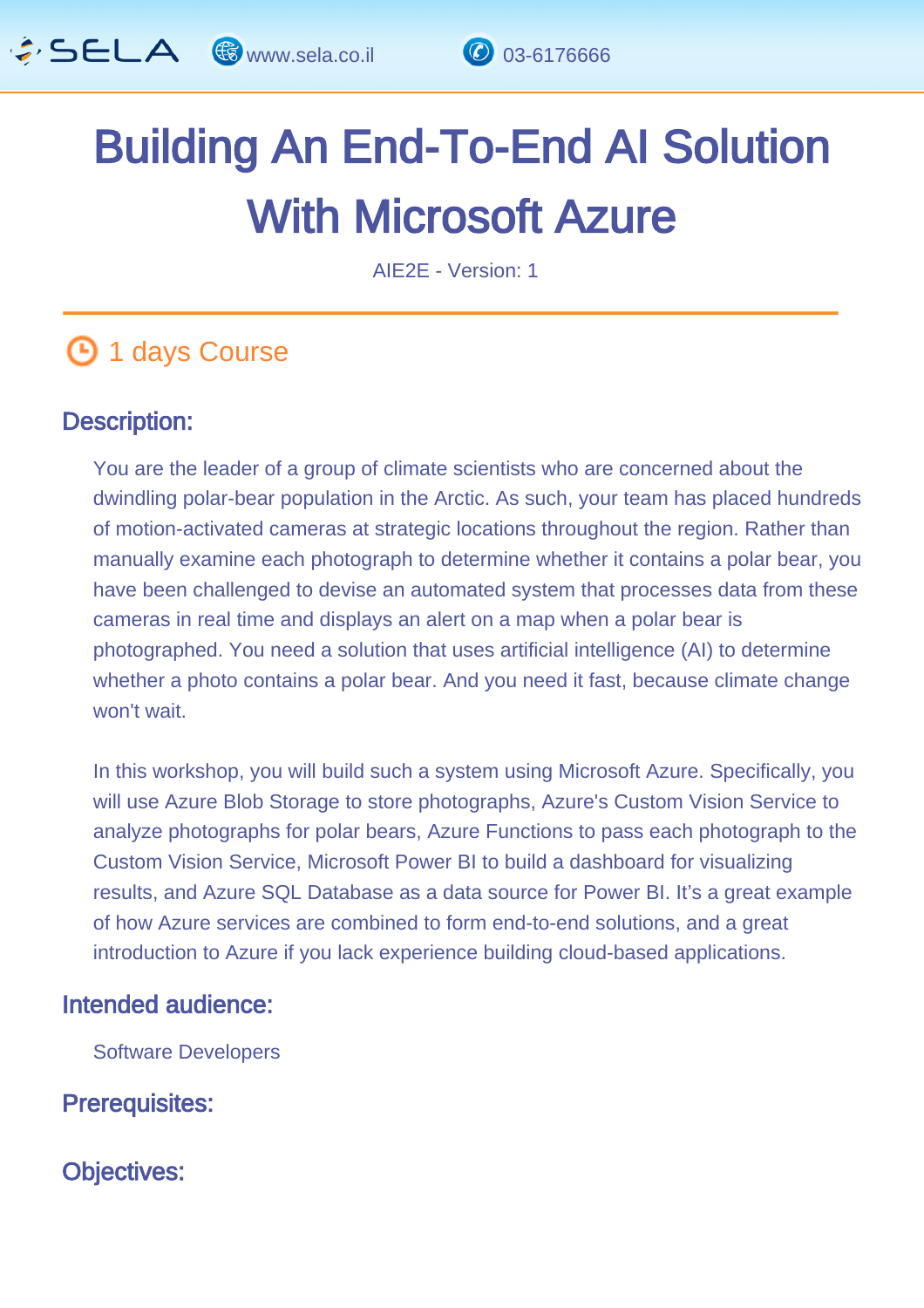# Building An End-To-End AI Solution With Microsoft Azure

AIE2E - Version: 1

1 days Course

## Description:

You are the leader of a group of climate scientists who are concerned about the dwindling polar-bear population in the Arctic. As such, your team has placed hundreds of motion-activated cameras at strategic locations throughout the region. Rather than manually examine each photograph to determine whether it contains a polar bear, you have been challenged to devise an automated system that processes data from these cameras in real time and displays an alert on a map when a polar bear is photographed. You need a solution that uses artificial intelligence (AI) to determine whether a photo contains a polar bear. And you need it fast, because climate change won't wait.

In this workshop, you will build such a system using Microsoft Azure. Specifically, you will use Azure Blob Storage to store photographs, Azure's Custom Vision Service to analyze photographs for polar bears, Azure Functions to pass each photograph to the Custom Vision Service, Microsoft Power BI to build a dashboard for visualizing results, and Azure SQL Database as a data source for Power BI. It's a great example of how Azure services are combined to form end-to-end solutions, and a great introduction to Azure if you lack experience building cloud-based applications.

## Intended audience:

Software Developers

## Prerequisites:

## Objectives: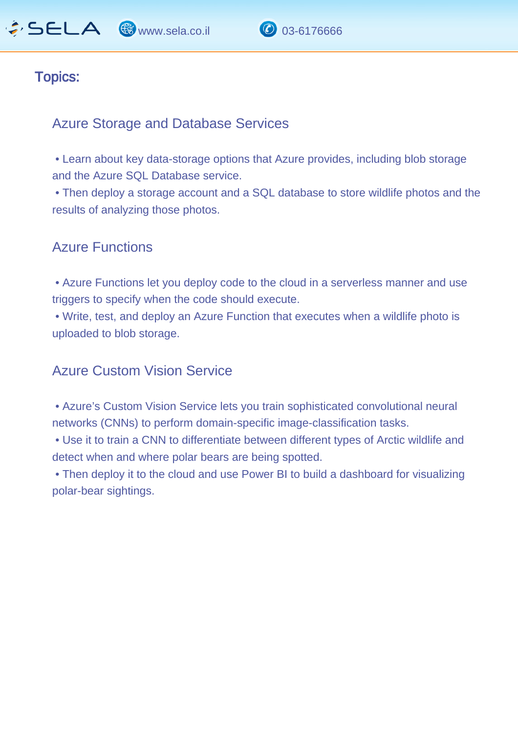## Topics:

### Azure Storage and Database Services

- Learn about key data-storage options that Azure provides, including blob storage and the Azure SQL Database service.
- Then deploy a storage account and a SQL database to store wildlife photos and the results of analyzing those photos.

### Azure Functions

- Azure Functions let you deploy code to the cloud in a serverless manner and use triggers to specify when the code should execute.
- Write, test, and deploy an Azure Function that executes when a wildlife photo is uploaded to blob storage.

### Azure Custom Vision Service

- Azure's Custom Vision Service lets you train sophisticated convolutional neural networks (CNNs) to perform domain-specific image-classification tasks.
- Use it to train a CNN to differentiate between different types of Arctic wildlife and detect when and where polar bears are being spotted.
- Then deploy it to the cloud and use Power BI to build a dashboard for visualizing polar-bear sightings.